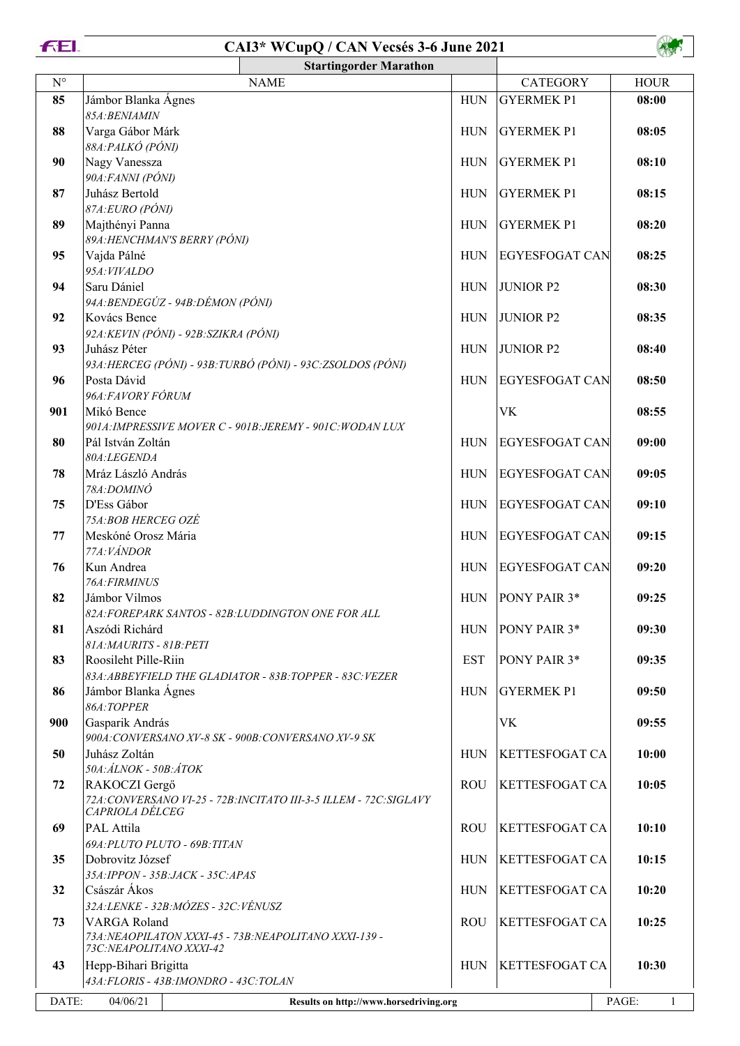# CAI3* WCupQ / CAN Vecsés 3-6 June 2021

## Startingorder Marathon

| N° | NAME | | CATEGORY | HOUR |
|---|---|---|---|---|
| 85 | Jámbor Blanka Ágnes<br>*85A:BENIAMIN* | HUN | GYERMEK P1 | 08:00 |
| 88 | Varga Gábor Márk<br>*88A:PALKÓ (PÓNI)* | HUN | GYERMEK P1 | 08:05 |
| 90 | Nagy Vanessza<br>*90A:FANNI (PÓNI)* | HUN | GYERMEK P1 | 08:10 |
| 87 | Juhász Bertold<br>*87A:EURO (PÓNI)* | HUN | GYERMEK P1 | 08:15 |
| 89 | Majthényi Panna<br>*89A:HENCHMAN'S BERRY (PÓNI)* | HUN | GYERMEK P1 | 08:20 |
| 95 | Vajda Pálné<br>*95A:VIVALDO* | HUN | EGYESFOGAT CAN | 08:25 |
| 94 | Saru Dániel<br>*94A:BENDEGÚZ - 94B:DÉMON (PÓNI)* | HUN | JUNIOR P2 | 08:30 |
| 92 | Kovács Bence<br>*92A:KEVIN (PÓNI) - 92B:SZIKRA (PÓNI)* | HUN | JUNIOR P2 | 08:35 |
| 93 | Juhász Péter<br>*93A:HERCEG (PÓNI) - 93B:TURBÓ (PÓNI) - 93C:ZSOLDOS (PÓNI)* | HUN | JUNIOR P2 | 08:40 |
| 96 | Posta Dávid<br>*96A:FAVORY FÓRUM* | HUN | EGYESFOGAT CAN | 08:50 |
| 901 | Mikó Bence<br>*901A:IMPRESSIVE MOVER C - 901B:JEREMY - 901C:WODAN LUX* | | VK | 08:55 |
| 80 | Pál István Zoltán<br>*80A:LEGENDA* | HUN | EGYESFOGAT CAN | 09:00 |
| 78 | Mráz László András<br>*78A:DOMINÓ* | HUN | EGYESFOGAT CAN | 09:05 |
| 75 | D'Ess Gábor<br>*75A:BOB HERCEG OZÉ* | HUN | EGYESFOGAT CAN | 09:10 |
| 77 | Meskóné Orosz Mária<br>*77A:VÁNDOR* | HUN | EGYESFOGAT CAN | 09:15 |
| 76 | Kun Andrea<br>*76A:FIRMINUS* | HUN | EGYESFOGAT CAN | 09:20 |
| 82 | Jámbor Vilmos<br>*82A:FOREPARK SANTOS - 82B:LUDDINGTON ONE FOR ALL* | HUN | PONY PAIR 3* | 09:25 |
| 81 | Aszódi Richárd<br>*81A:MAURITS - 81B:PETI* | HUN | PONY PAIR 3* | 09:30 |
| 83 | Roosileht Pille-Riin<br>*83A:ABBEYFIELD THE GLADIATOR - 83B:TOPPER - 83C:VEZER* | EST | PONY PAIR 3* | 09:35 |
| 86 | Jámbor Blanka Ágnes<br>*86A:TOPPER* | HUN | GYERMEK P1 | 09:50 |
| 900 | Gasparik András<br>*900A:CONVERSANO XV-8 SK - 900B:CONVERSANO XV-9 SK* | | VK | 09:55 |
| 50 | Juhász Zoltán<br>*50A:ÁLNOK - 50B:ÁTOK* | HUN | KETTESFOGAT CA | 10:00 |
| 72 | RAKOCZI Gergő<br>*72A:CONVERSANO VI-25 - 72B:INCITATO III-3-5 ILLEM - 72C:SIGLAVY CAPRIOLA DÉLCEG* | ROU | KETTESFOGAT CA | 10:05 |
| 69 | PAL Attila<br>*69A:PLUTO PLUTO - 69B:TITAN* | ROU | KETTESFOGAT CA | 10:10 |
| 35 | Dobrovitz József<br>*35A:IPPON - 35B:JACK - 35C:APAS* | HUN | KETTESFOGAT CA | 10:15 |
| 32 | Császár Ákos<br>*32A:LENKE - 32B:MÓZES - 32C:VÉNUSZ* | HUN | KETTESFOGAT CA | 10:20 |
| 73 | VARGA Roland<br>*73A:NEAOPILATON XXXI-45 - 73B:NEAPOLITANO XXXI-139 - 73C:NEAPOLITANO XXXI-42* | ROU | KETTESFOGAT CA | 10:25 |
| 43 | Hepp-Bihari Brigitta<br>*43A:FLORIS - 43B:IMONDRO - 43C:TOLAN* | HUN | KETTESFOGAT CA | 10:30 |

DATE: 04/06/21 — Results on http://www.horsedriving.org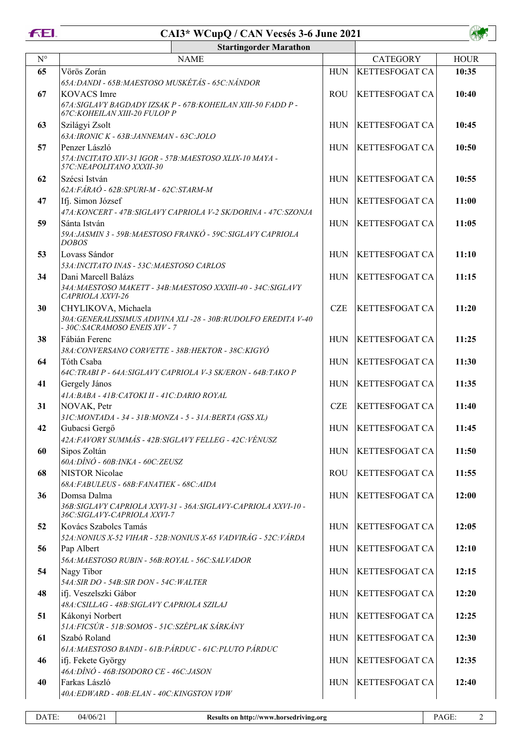# CAI3* WCupQ / CAN Vecsés 3-6 June 2021

## Startingorder Marathon

| N° | NAME | | CATEGORY | HOUR |
|---|---|---|---|---|
| 65 | Vörös Zorán<br>*65A:DANDI - 65B:MAESTOSO MUSKÉTÁS - 65C:NÁNDOR* | HUN | KETTESFOGAT CA | 10:35 |
| 67 | KOVACS Imre<br>*67A:SIGLAVY BAGDADY IZSAK P - 67B:KOHEILAN XIII-50 FADD P - 67C:KOHEILAN XIII-20 FULOP P* | ROU | KETTESFOGAT CA | 10:40 |
| 63 | Szilágyi Zsolt<br>*63A:IRONIC K - 63B:JANNEMAN - 63C:JOLO* | HUN | KETTESFOGAT CA | 10:45 |
| 57 | Penzer László<br>*57A:INCITATO XIV-31 IGOR - 57B:MAESTOSO XLIX-10 MAYA - 57C:NEAPOLITANO XXXII-30* | HUN | KETTESFOGAT CA | 10:50 |
| 62 | Szécsi István<br>*62A:FÁRAÓ - 62B:SPURI-M - 62C:STARM-M* | HUN | KETTESFOGAT CA | 10:55 |
| 47 | Ifj. Simon József<br>*47A:KONCERT - 47B:SIGLAVY CAPRIOLA V-2 SK/DORINA - 47C:SZONJA* | HUN | KETTESFOGAT CA | 11:00 |
| 59 | Sánta István<br>*59A:JASMIN 3 - 59B:MAESTOSO FRANKÓ - 59C:SIGLAVY CAPRIOLA DOBOS* | HUN | KETTESFOGAT CA | 11:05 |
| 53 | Lovass Sándor<br>*53A:INCITATO INAS - 53C:MAESTOSO CARLOS* | HUN | KETTESFOGAT CA | 11:10 |
| 34 | Dani Marcell Balázs<br>*34A:MAESTOSO MAKETT - 34B:MAESTOSO XXXIII-40 - 34C:SIGLAVY CAPRIOLA XXVI-26* | HUN | KETTESFOGAT CA | 11:15 |
| 30 | CHYLIKOVA, Michaela<br>*30A:GENERALISSIMUS ADIVINA XLI -28 - 30B:RUDOLFO EREDITA V-40 - 30C:SACRAMOSO ENEIS XIV - 7* | CZE | KETTESFOGAT CA | 11:20 |
| 38 | Fábián Ferenc<br>*38A:CONVERSANO CORVETTE - 38B:HEKTOR - 38C:KIGYÓ* | HUN | KETTESFOGAT CA | 11:25 |
| 64 | Tóth Csaba<br>*64C:TRABI P - 64A:SIGLAVY CAPRIOLA V-3 SK/ERON - 64B:TAKO P* | HUN | KETTESFOGAT CA | 11:30 |
| 41 | Gergely János<br>*41A:BABA - 41B:CATOKI II - 41C:DARIO ROYAL* | HUN | KETTESFOGAT CA | 11:35 |
| 31 | NOVAK, Petr<br>*31C:MONTADA - 34 - 31B:MONZA - 5 - 31A:BERTA (GSS XL)* | CZE | KETTESFOGAT CA | 11:40 |
| 42 | Gubacsi Gergő<br>*42A:FAVORY SUMMÁS - 42B:SIGLAVY FELLEG - 42C:VÉNUSZ* | HUN | KETTESFOGAT CA | 11:45 |
| 60 | Sipos Zoltán<br>*60A:DÍNÓ - 60B:INKA - 60C:ZEUSZ* | HUN | KETTESFOGAT CA | 11:50 |
| 68 | NISTOR Nicolae<br>*68A:FABULEUS - 68B:FANATIEK - 68C:AIDA* | ROU | KETTESFOGAT CA | 11:55 |
| 36 | Domsa Dalma<br>*36B:SIGLAVY CAPRIOLA XXVI-31 - 36A:SIGLAVY-CAPRIOLA XXVI-10 - 36C:SIGLAVY-CAPRIOLA XXVI-7* | HUN | KETTESFOGAT CA | 12:00 |
| 52 | Kovács Szabolcs Tamás<br>*52A:NONIUS X-52 VIHAR - 52B:NONIUS X-65 VADVIRÁG - 52C:VÁRDA* | HUN | KETTESFOGAT CA | 12:05 |
| 56 | Pap Albert<br>*56A:MAESTOSO RUBIN - 56B:ROYAL - 56C:SALVADOR* | HUN | KETTESFOGAT CA | 12:10 |
| 54 | Nagy Tibor<br>*54A:SIR DO - 54B:SIR DON - 54C:WALTER* | HUN | KETTESFOGAT CA | 12:15 |
| 48 | ifj. Veszelszki Gábor<br>*48A:CSILLAG - 48B:SIGLAVY CAPRIOLA SZILAJ* | HUN | KETTESFOGAT CA | 12:20 |
| 51 | Kákonyi Norbert<br>*51A:FICSÚR - 51B:SOMOS - 51C:SZÉPLAK SÁRKÁNY* | HUN | KETTESFOGAT CA | 12:25 |
| 61 | Szabó Roland<br>*61A:MAESTOSO BANDI - 61B:PÁRDUC - 61C:PLUTO PÁRDUC* | HUN | KETTESFOGAT CA | 12:30 |
| 46 | ifj. Fekete György<br>*46A:DÍNÓ - 46B:ISODORO CE - 46C:JASON* | HUN | KETTESFOGAT CA | 12:35 |
| 40 | Farkas László<br>*40A:EDWARD - 40B:ELAN - 40C:KINGSTON VDW* | HUN | KETTESFOGAT CA | 12:40 |

DATE: 04/06/21 — Results on http://www.horsedriving.org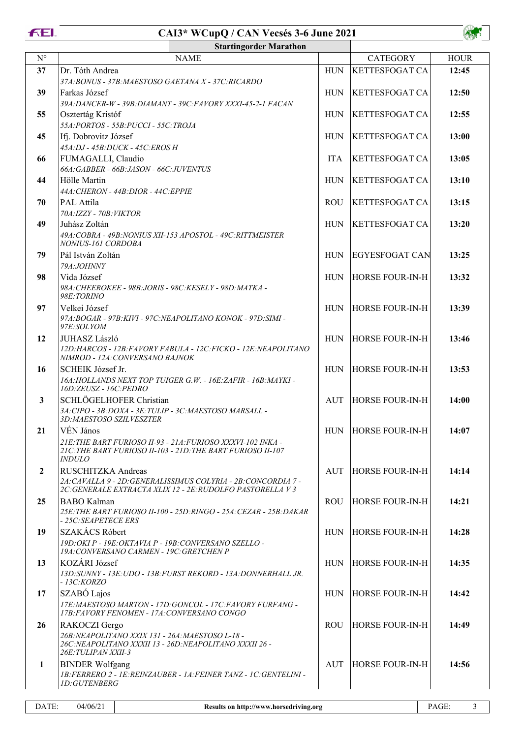# CAI3* WCupQ / CAN Vecsés 3-6 June 2021

## Startingorder Marathon

| N° | NAME | | CATEGORY | HOUR |
|---|---|---|---|---|
| 37 | Dr. Tóth Andrea<br>*37A:BONUS - 37B:MAESTOSO GAETANA X - 37C:RICARDO* | HUN | KETTESFOGAT CA | 12:45 |
| 39 | Farkas József<br>*39A:DANCER-W - 39B:DIAMANT - 39C:FAVORY XXXI-45-2-1 FACAN* | HUN | KETTESFOGAT CA | 12:50 |
| 55 | Osztertág Kristóf<br>*55A:PORTOS - 55B:PUCCI - 55C:TROJA* | HUN | KETTESFOGAT CA | 12:55 |
| 45 | Ifj. Dobrovitz József<br>*45A:DJ - 45B:DUCK - 45C:EROS H* | HUN | KETTESFOGAT CA | 13:00 |
| 66 | FUMAGALLI, Claudio<br>*66A:GABBER - 66B:JASON - 66C:JUVENTUS* | ITA | KETTESFOGAT CA | 13:05 |
| 44 | Hölle Martin<br>*44A:CHERON - 44B:DIOR - 44C:EPPIE* | HUN | KETTESFOGAT CA | 13:10 |
| 70 | PAL Attila<br>*70A:IZZY - 70B:VIKTOR* | ROU | KETTESFOGAT CA | 13:15 |
| 49 | Juhász Zoltán<br>*49A:COBRA - 49B:NONIUS XII-153 APOSTOL - 49C:RITTMEISTER NONIUS-161 CORDOBA* | HUN | KETTESFOGAT CA | 13:20 |
| 79 | Pál István Zoltán<br>*79A:JOHNNY* | HUN | EGYESFOGAT CAN | 13:25 |
| 98 | Vida József<br>*98A:CHEEROKEE - 98B:JORIS - 98C:KESELY - 98D:MATKA - 98E:TORINO* | HUN | HORSE FOUR-IN-H | 13:32 |
| 97 | Velkei József<br>*97A:BOGAR - 97B:KIVI - 97C:NEAPOLITANO KONOK - 97D:SIMI - 97E:SOLYOM* | HUN | HORSE FOUR-IN-H | 13:39 |
| 12 | JUHASZ László<br>*12D:HARCOS - 12B:FAVORY FABULA - 12C:FICKO - 12E:NEAPOLITANO NIMROD - 12A:CONVERSANO BAJNOK* | HUN | HORSE FOUR-IN-H | 13:46 |
| 16 | SCHEIK József Jr.<br>*16A:HOLLANDS NEXT TOP TUIGER G.W. - 16E:ZAFIR - 16B:MAYKI - 16D:ZEUSZ - 16C:PEDRO* | HUN | HORSE FOUR-IN-H | 13:53 |
| 3 | SCHLÖGELHOFER Christian<br>*3A:CIPO - 3B:DOXA - 3E:TULIP - 3C:MAESTOSO MARSALL - 3D:MAESTOSO SZILVESZTER* | AUT | HORSE FOUR-IN-H | 14:00 |
| 21 | VÉN János<br>*21E:THE BART FURIOSO II-93 - 21A:FURIOSO XXXVI-102 INKA - 21C:THE BART FURIOSO II-103 - 21D:THE BART FURIOSO II-107 INDULO* | HUN | HORSE FOUR-IN-H | 14:07 |
| 2 | RUSCHITZKA Andreas<br>*2A:CAVALLA 9 - 2D:GENERALISSIMUS COLYRIA - 2B:CONCORDIA 7 - 2C:GENERALE EXTRACTA XLIX 12 - 2E:RUDOLFO PASTORELLA V 3* | AUT | HORSE FOUR-IN-H | 14:14 |
| 25 | BABO Kalman<br>*25E:THE BART FURIOSO II-100 - 25D:RINGO - 25A:CEZAR - 25B:DAKAR - 25C:SEAPETECE ERS* | ROU | HORSE FOUR-IN-H | 14:21 |
| 19 | SZAKÁCS Róbert<br>*19D:OKI P - 19E:OKTAVIA P - 19B:CONVERSANO SZELLO - 19A:CONVERSANO CARMEN - 19C:GRETCHEN P* | HUN | HORSE FOUR-IN-H | 14:28 |
| 13 | KOZÁRI József<br>*13D:SUNNY - 13E:UDO - 13B:FURST REKORD - 13A:DONNERHALL JR. - 13C:KORZO* | HUN | HORSE FOUR-IN-H | 14:35 |
| 17 | SZABÓ Lajos<br>*17E:MAESTOSO MARTON - 17D:GONCOL - 17C:FAVORY FURFANG - 17B:FAVORY FENOMEN - 17A:CONVERSANO CONGO* | HUN | HORSE FOUR-IN-H | 14:42 |
| 26 | RAKOCZI Gergo<br>*26B:NEAPOLITANO XXIX 131 - 26A:MAESTOSO L-18 - 26C:NEAPOLITANO XXXII 13 - 26D:NEAPOLITANO XXXII 26 - 26E:TULIPAN XXII-3* | ROU | HORSE FOUR-IN-H | 14:49 |
| 1 | BINDER Wolfgang<br>*1B:FERRERO 2 - 1E:REINZAUBER - 1A:FEINER TANZ - 1C:GENTELINI - 1D:GUTENBERG* | AUT | HORSE FOUR-IN-H | 14:56 |

DATE: 04/06/21 — Results on http://www.horsedriving.org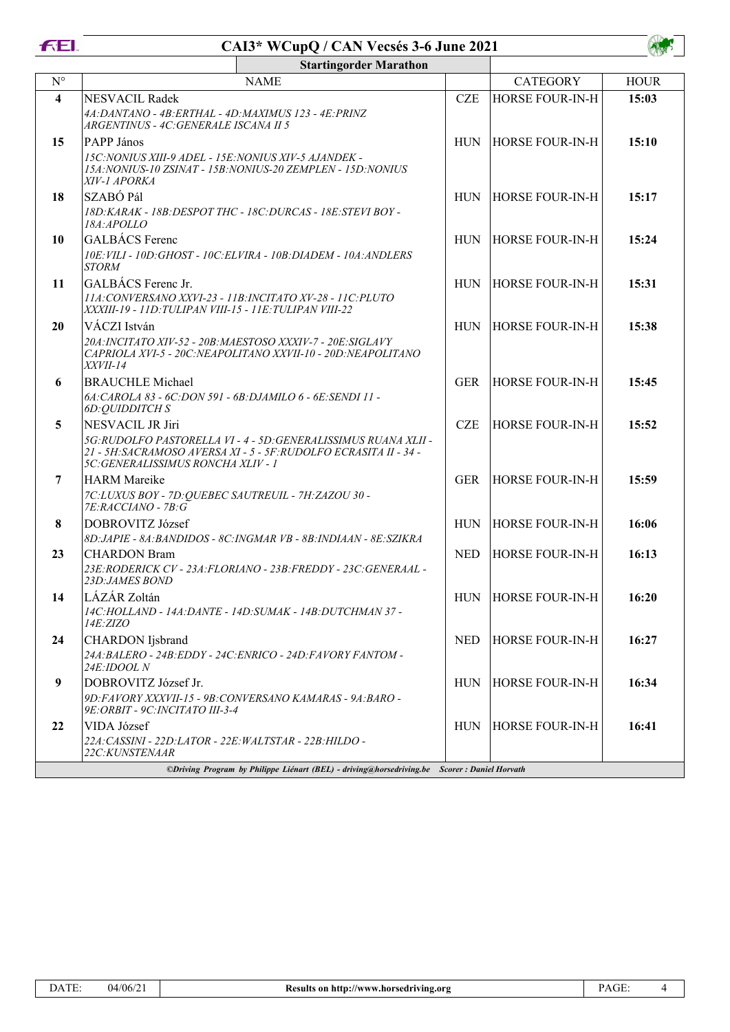# CAI3* WCupQ / CAN Vecsés 3-6 June 2021

## Startingorder Marathon

| N° | NAME | | CATEGORY | HOUR |
|---|---|---|---|---|
| **4** | NESVACIL Radek<br>*4A:DANTANO - 4B:ERTHAL - 4D:MAXIMUS 123 - 4E:PRINZ ARGENTINUS - 4C:GENERALE ISCANA II 5* | CZE | HORSE FOUR-IN-H | **15:03** |
| **15** | PAPP János<br>*15C:NONIUS XIII-9 ADEL - 15E:NONIUS XIV-5 AJANDEK - 15A:NONIUS-10 ZSINAT - 15B:NONIUS-20 ZEMPLEN - 15D:NONIUS XIV-1 APORKA* | HUN | HORSE FOUR-IN-H | **15:10** |
| **18** | SZABÓ Pál<br>*18D:KARAK - 18B:DESPOT THC - 18C:DURCAS - 18E:STEVI BOY - 18A:APOLLO* | HUN | HORSE FOUR-IN-H | **15:17** |
| **10** | GALBÁCS Ferenc<br>*10E:VILI - 10D:GHOST - 10C:ELVIRA - 10B:DIADEM - 10A:ANDLERS STORM* | HUN | HORSE FOUR-IN-H | **15:24** |
| **11** | GALBÁCS Ferenc Jr.<br>*11A:CONVERSANO XXVI-23 - 11B:INCITATO XV-28 - 11C:PLUTO XXXIII-19 - 11D:TULIPAN VIII-15 - 11E:TULIPAN VIII-22* | HUN | HORSE FOUR-IN-H | **15:31** |
| **20** | VÁCZI István<br>*20A:INCITATO XIV-52 - 20B:MAESTOSO XXXIV-7 - 20E:SIGLAVY CAPRIOLA XVI-5 - 20C:NEAPOLITANO XXVII-10 - 20D:NEAPOLITANO XXVII-14* | HUN | HORSE FOUR-IN-H | **15:38** |
| **6** | BRAUCHLE Michael<br>*6A:CAROLA 83 - 6C:DON 591 - 6B:DJAMILO 6 - 6E:SENDI 11 - 6D:QUIDDITCH S* | GER | HORSE FOUR-IN-H | **15:45** |
| **5** | NESVACIL JR Jiri<br>*5G:RUDOLFO PASTORELLA VI - 4 - 5D:GENERALISSIMUS RUANA XLII - 21 - 5H:SACRAMOSO AVERSA XI - 5 - 5F:RUDOLFO ECRASITA II - 34 - 5C:GENERALISSIMUS RONCHA XLIV - 1* | CZE | HORSE FOUR-IN-H | **15:52** |
| **7** | HARM Mareike<br>*7C:LUXUS BOY - 7D:QUEBEC SAUTREUIL - 7H:ZAZOU 30 - 7E:RACCIANO - 7B:G* | GER | HORSE FOUR-IN-H | **15:59** |
| **8** | DOBROVITZ József<br>*8D:JAPIE - 8A:BANDIDOS - 8C:INGMAR VB - 8B:INDIAAN - 8E:SZIKRA* | HUN | HORSE FOUR-IN-H | **16:06** |
| **23** | CHARDON Bram<br>*23E:RODERICK CV - 23A:FLORIANO - 23B:FREDDY - 23C:GENERAAL - 23D:JAMES BOND* | NED | HORSE FOUR-IN-H | **16:13** |
| **14** | LÁZÁR Zoltán<br>*14C:HOLLAND - 14A:DANTE - 14D:SUMAK - 14B:DUTCHMAN 37 - 14E:ZIZO* | HUN | HORSE FOUR-IN-H | **16:20** |
| **24** | CHARDON Ijsbrand<br>*24A:BALERO - 24B:EDDY - 24C:ENRICO - 24D:FAVORY FANTOM - 24E:IDOOL N* | NED | HORSE FOUR-IN-H | **16:27** |
| **9** | DOBROVITZ József Jr.<br>*9D:FAVORY XXXVII-15 - 9B:CONVERSANO KAMARAS - 9A:BARO - 9E:ORBIT - 9C:INCITATO III-3-4* | HUN | HORSE FOUR-IN-H | **16:34** |
| **22** | VIDA József<br>*22A:CASSINI - 22D:LATOR - 22E:WALTSTAR - 22B:HILDO - 22C:KUNSTENAAR* | HUN | HORSE FOUR-IN-H | **16:41** |

*©Driving Program by Philippe Liénart (BEL) - driving@horsedriving.be Scorer : Daniel Horvath*

DATE: 04/06/21 | **Results on http://www.horsedriving.org**